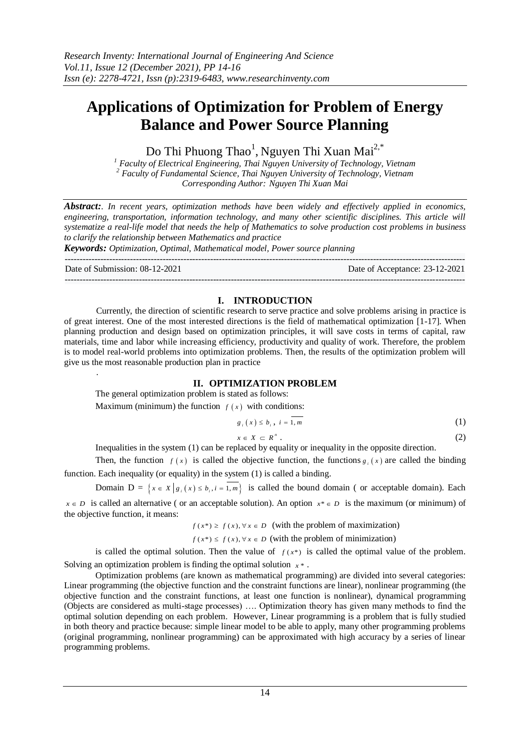# Applications of Optimization for Problem of Energy Balance and Power Source Planning

Do Thi Phuong Thao[1], Nguyen Thi Xuan Mai[2,*]

[1] *Faculty of Electrical Engineering, Thai Nguyen University of Technology, Vietnam*
[2] *Faculty of Fundamental Science, Thai Nguyen University of Technology, Vietnam*
*Corresponding Author: Nguyen Thi Xuan Mai*

***Abstract:*** *. In recent years, optimization methods have been widely and effectively applied in economics, engineering, transportation, information technology, and many other scientific disciplines. This article will systematize a real-life model that needs the help of Mathematics to solve production cost problems in business to clarify the relationship between Mathematics and practice*

***Keywords:*** *Optimization, Optimal, Mathematical model, Power source planning*

---

Date of Submission: 08-12-2021 Date of Acceptance: 23-12-2021

---

## I. INTRODUCTION

Currently, the direction of scientific research to serve practice and solve problems arising in practice is of great interest. One of the most interested directions is the field of mathematical optimization [1-17]. When planning production and design based on optimization principles, it will save costs in terms of capital, raw materials, time and labor while increasing efficiency, productivity and quality of work. Therefore, the problem is to model real-world problems into optimization problems. Then, the results of the optimization problem will give us the most reasonable production plan in practice

.

## II. OPTIMIZATION PROBLEM

The general optimization problem is stated as follows:

Maximum (minimum) the function $f(x)$ with conditions:

$$g_i(x) \le b_i,\ i = \overline{1, m} \tag{1}$$

$$x \in X \subset R^n. \tag{2}$$

Inequalities in the system (1) can be replaced by equality or inequality in the opposite direction.

Then, the function $f(x)$ is called the objective function, the functions $g_i(x)$ are called the binding function. Each inequality (or equality) in the system (1) is called a binding.

Domain $D = \left\{ x \in X \,\middle|\, g_i(x) \le b_i, i = \overline{1, m} \right\}$ is called the bound domain ( or acceptable domain). Each $x \in D$ is called an alternative ( or an acceptable solution). An option $x^* \in D$ is the maximum (or minimum) of the objective function, it means:

$f(x^*) \ge f(x), \forall x \in D$ (with the problem of maximization)

$f(x^*) \le f(x), \forall x \in D$ (with the problem of minimization)

is called the optimal solution. Then the value of $f(x^*)$ is called the optimal value of the problem. Solving an optimization problem is finding the optimal solution $x^*$.

Optimization problems (are known as mathematical programming) are divided into several categories: Linear programming (the objective function and the constraint functions are linear), nonlinear programming (the objective function and the constraint functions, at least one function is nonlinear), dynamical programming (Objects are considered as multi-stage processes) …. Optimization theory has given many methods to find the optimal solution depending on each problem. However, Linear programming is a problem that is fully studied in both theory and practice because: simple linear model to be able to apply, many other programming problems (original programming, nonlinear programming) can be approximated with high accuracy by a series of linear programming problems.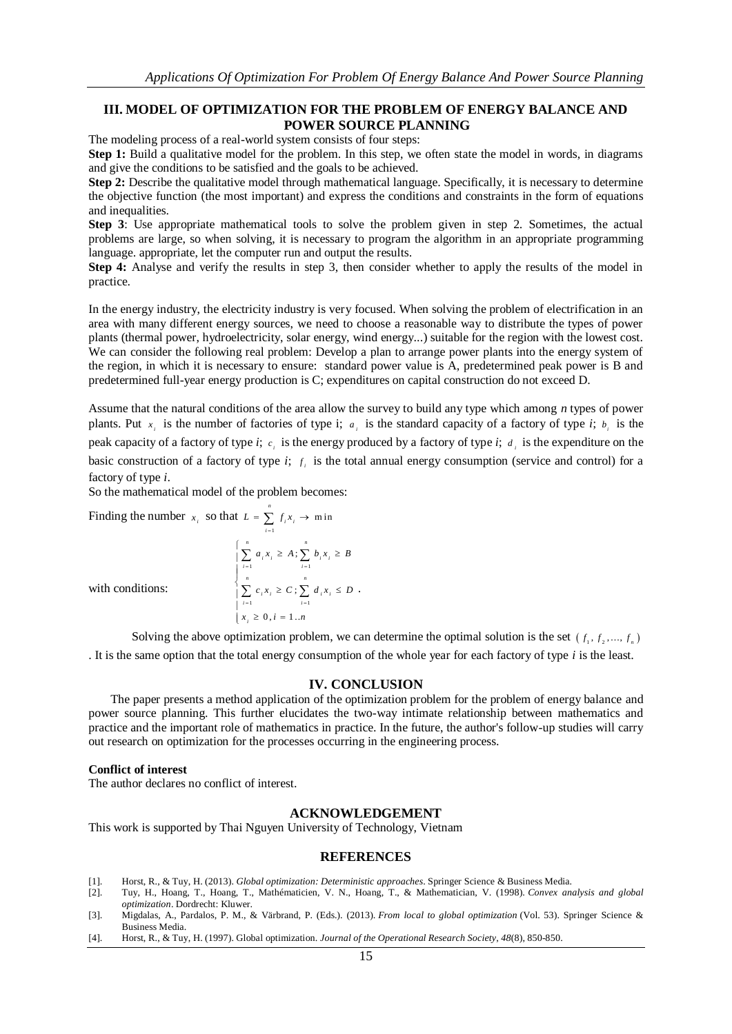## III. MODEL OF OPTIMIZATION FOR THE PROBLEM OF ENERGY BALANCE AND POWER SOURCE PLANNING

The modeling process of a real-world system consists of four steps:

**Step 1:** Build a qualitative model for the problem. In this step, we often state the model in words, in diagrams and give the conditions to be satisfied and the goals to be achieved.

**Step 2:** Describe the qualitative model through mathematical language. Specifically, it is necessary to determine the objective function (the most important) and express the conditions and constraints in the form of equations and inequalities.

**Step 3**: Use appropriate mathematical tools to solve the problem given in step 2. Sometimes, the actual problems are large, so when solving, it is necessary to program the algorithm in an appropriate programming language. appropriate, let the computer run and output the results.

**Step 4:** Analyse and verify the results in step 3, then consider whether to apply the results of the model in practice.

In the energy industry, the electricity industry is very focused. When solving the problem of electrification in an area with many different energy sources, we need to choose a reasonable way to distribute the types of power plants (thermal power, hydroelectricity, solar energy, wind energy...) suitable for the region with the lowest cost. We can consider the following real problem: Develop a plan to arrange power plants into the energy system of the region, in which it is necessary to ensure: standard power value is A, predetermined peak power is B and predetermined full-year energy production is C; expenditures on capital construction do not exceed D.

Assume that the natural conditions of the area allow the survey to build any type which among *n* types of power plants. Put $x_i$ is the number of factories of type i; $a_i$ is the standard capacity of a factory of type *i*; $b_i$ is the peak capacity of a factory of type *i*; $c_i$ is the energy produced by a factory of type *i*; $d_i$ is the expenditure on the basic construction of a factory of type *i*; $f_i$ is the total annual energy consumption (service and control) for a factory of type *i*.

So the mathematical model of the problem becomes:

Finding the number $x_i$ so that $L = \sum_{i=1}^{n} f_i x_i \to \min$

with conditions:

$$\begin{cases} \sum_{i=1}^{n} a_i x_i \geq A; \sum_{i=1}^{n} b_i x_i \geq B \\ \sum_{i=1}^{n} c_i x_i \geq C; \sum_{i=1}^{n} d_i x_i \leq D \\ x_i \geq 0, i = 1..n \end{cases}.$$

Solving the above optimization problem, we can determine the optimal solution is the set $(f_1, f_2, ..., f_n)$. It is the same option that the total energy consumption of the whole year for each factory of type *i* is the least.

## IV. CONCLUSION

The paper presents a method application of the optimization problem for the problem of energy balance and power source planning. This further elucidates the two-way intimate relationship between mathematics and practice and the important role of mathematics in practice. In the future, the author's follow-up studies will carry out research on optimization for the processes occurring in the engineering process.

**Conflict of interest**

The author declares no conflict of interest.

## ACKNOWLEDGEMENT

This work is supported by Thai Nguyen University of Technology, Vietnam

## REFERENCES

[1]. Horst, R., & Tuy, H. (2013). *Global optimization: Deterministic approaches*. Springer Science & Business Media.

[2]. Tuy, H., Hoang, T., Hoang, T., Mathématicien, V. N., Hoang, T., & Mathematician, V. (1998). *Convex analysis and global optimization*. Dordrecht: Kluwer.

[3]. Migdalas, A., Pardalos, P. M., & Värbrand, P. (Eds.). (2013). *From local to global optimization* (Vol. 53). Springer Science & Business Media.

[4]. Horst, R., & Tuy, H. (1997). Global optimization. *Journal of the Operational Research Society*, *48*(8), 850-850.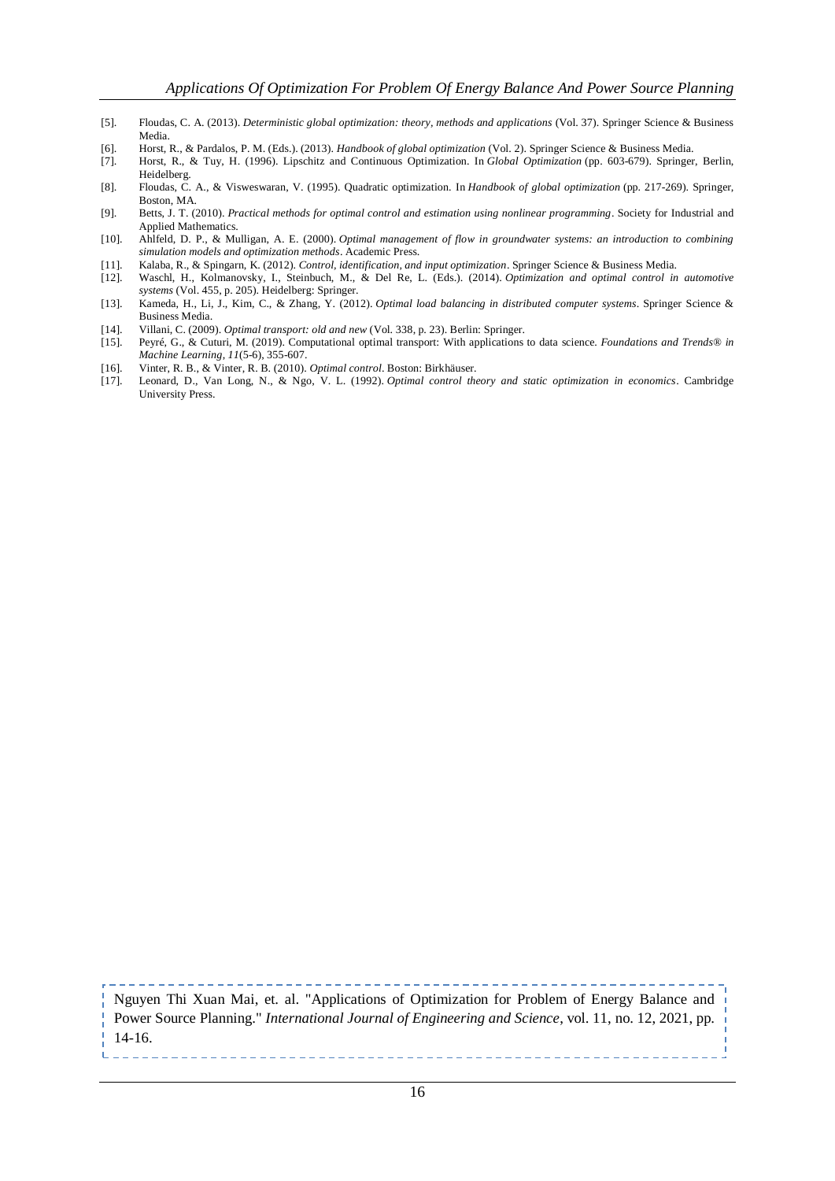[5]. Floudas, C. A. (2013). *Deterministic global optimization: theory, methods and applications* (Vol. 37). Springer Science & Business Media.

[6]. Horst, R., & Pardalos, P. M. (Eds.). (2013). *Handbook of global optimization* (Vol. 2). Springer Science & Business Media.

[7]. Horst, R., & Tuy, H. (1996). Lipschitz and Continuous Optimization. In *Global Optimization* (pp. 603-679). Springer, Berlin, Heidelberg.

[8]. Floudas, C. A., & Visweswaran, V. (1995). Quadratic optimization. In *Handbook of global optimization* (pp. 217-269). Springer, Boston, MA.

[9]. Betts, J. T. (2010). *Practical methods for optimal control and estimation using nonlinear programming*. Society for Industrial and Applied Mathematics.

[10]. Ahlfeld, D. P., & Mulligan, A. E. (2000). *Optimal management of flow in groundwater systems: an introduction to combining simulation models and optimization methods*. Academic Press.

[11]. Kalaba, R., & Spingarn, K. (2012). *Control, identification, and input optimization*. Springer Science & Business Media.

[12]. Waschl, H., Kolmanovsky, I., Steinbuch, M., & Del Re, L. (Eds.). (2014). *Optimization and optimal control in automotive systems* (Vol. 455, p. 205). Heidelberg: Springer.

[13]. Kameda, H., Li, J., Kim, C., & Zhang, Y. (2012). *Optimal load balancing in distributed computer systems*. Springer Science & Business Media.

[14]. Villani, C. (2009). *Optimal transport: old and new* (Vol. 338, p. 23). Berlin: Springer.

[15]. Peyré, G., & Cuturi, M. (2019). Computational optimal transport: With applications to data science. *Foundations and Trends® in Machine Learning*, *11*(5-6), 355-607.

[16]. Vinter, R. B., & Vinter, R. B. (2010). *Optimal control*. Boston: Birkhäuser.

[17]. Leonard, D., Van Long, N., & Ngo, V. L. (1992). *Optimal control theory and static optimization in economics*. Cambridge University Press.

Nguyen Thi Xuan Mai, et. al. "Applications of Optimization for Problem of Energy Balance and Power Source Planning." *International Journal of Engineering and Science*, vol. 11, no. 12, 2021, pp. 14-16.